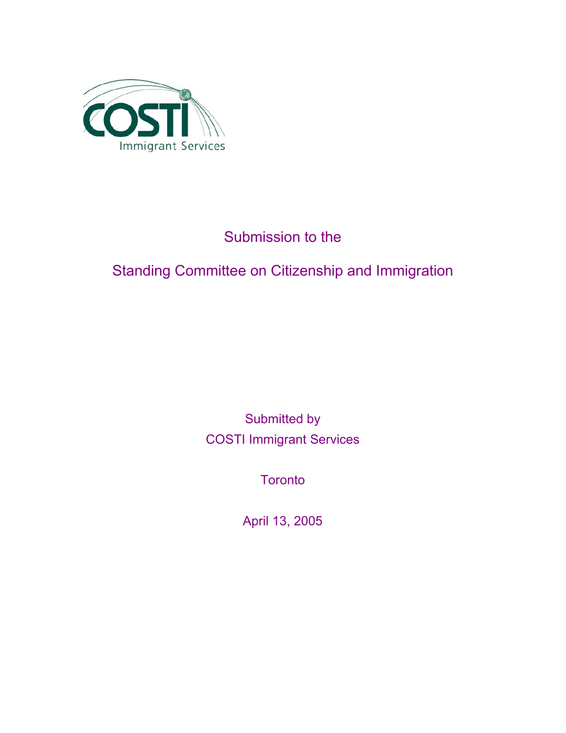COSTI Immigrant Services

# Submission to the

# Standing Committee on Citizenship and Immigration

Submitted by
COSTI Immigrant Services

Toronto

April 13, 2005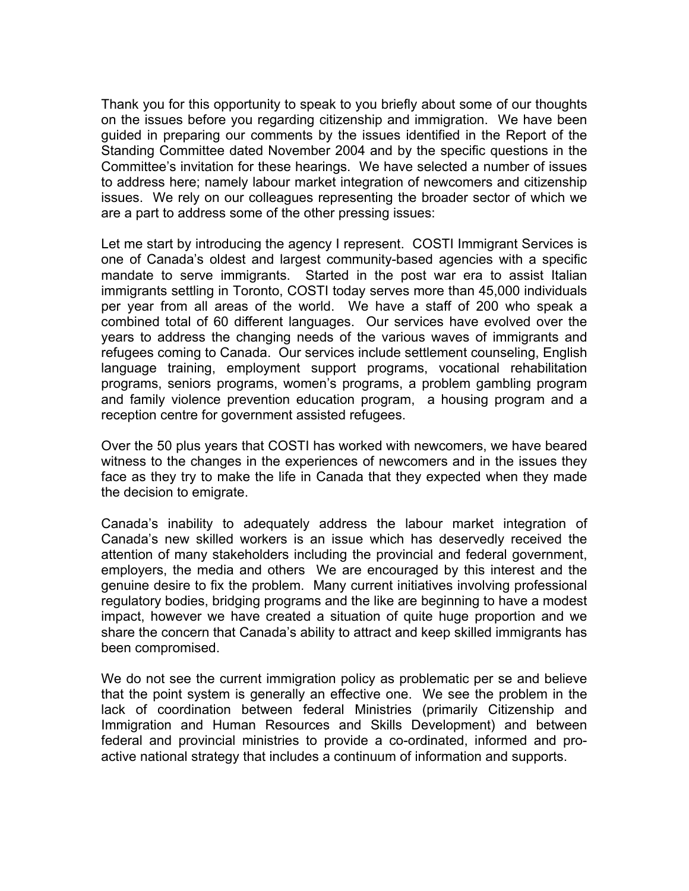Thank you for this opportunity to speak to you briefly about some of our thoughts on the issues before you regarding citizenship and immigration. We have been guided in preparing our comments by the issues identified in the Report of the Standing Committee dated November 2004 and by the specific questions in the Committee's invitation for these hearings. We have selected a number of issues to address here; namely labour market integration of newcomers and citizenship issues. We rely on our colleagues representing the broader sector of which we are a part to address some of the other pressing issues:

Let me start by introducing the agency I represent. COSTI Immigrant Services is one of Canada's oldest and largest community-based agencies with a specific mandate to serve immigrants. Started in the post war era to assist Italian immigrants settling in Toronto, COSTI today serves more than 45,000 individuals per year from all areas of the world. We have a staff of 200 who speak a combined total of 60 different languages. Our services have evolved over the years to address the changing needs of the various waves of immigrants and refugees coming to Canada. Our services include settlement counseling, English language training, employment support programs, vocational rehabilitation programs, seniors programs, women's programs, a problem gambling program and family violence prevention education program, a housing program and a reception centre for government assisted refugees.

Over the 50 plus years that COSTI has worked with newcomers, we have beared witness to the changes in the experiences of newcomers and in the issues they face as they try to make the life in Canada that they expected when they made the decision to emigrate.

Canada's inability to adequately address the labour market integration of Canada's new skilled workers is an issue which has deservedly received the attention of many stakeholders including the provincial and federal government, employers, the media and others We are encouraged by this interest and the genuine desire to fix the problem. Many current initiatives involving professional regulatory bodies, bridging programs and the like are beginning to have a modest impact, however we have created a situation of quite huge proportion and we share the concern that Canada's ability to attract and keep skilled immigrants has been compromised.

We do not see the current immigration policy as problematic per se and believe that the point system is generally an effective one. We see the problem in the lack of coordination between federal Ministries (primarily Citizenship and Immigration and Human Resources and Skills Development) and between federal and provincial ministries to provide a co-ordinated, informed and pro-active national strategy that includes a continuum of information and supports.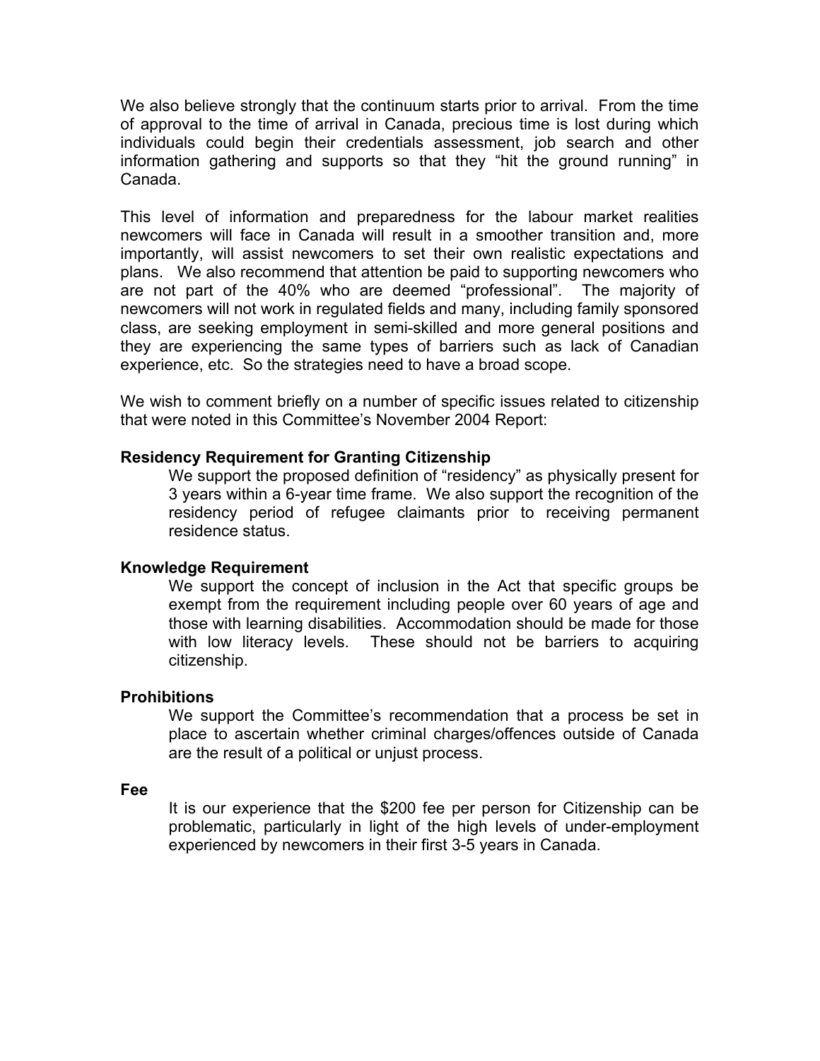We also believe strongly that the continuum starts prior to arrival. From the time of approval to the time of arrival in Canada, precious time is lost during which individuals could begin their credentials assessment, job search and other information gathering and supports so that they "hit the ground running" in Canada.

This level of information and preparedness for the labour market realities newcomers will face in Canada will result in a smoother transition and, more importantly, will assist newcomers to set their own realistic expectations and plans. We also recommend that attention be paid to supporting newcomers who are not part of the 40% who are deemed "professional". The majority of newcomers will not work in regulated fields and many, including family sponsored class, are seeking employment in semi-skilled and more general positions and they are experiencing the same types of barriers such as lack of Canadian experience, etc. So the strategies need to have a broad scope.

We wish to comment briefly on a number of specific issues related to citizenship that were noted in this Committee's November 2004 Report:

**Residency Requirement for Granting Citizenship**

We support the proposed definition of "residency" as physically present for 3 years within a 6-year time frame. We also support the recognition of the residency period of refugee claimants prior to receiving permanent residence status.

**Knowledge Requirement**

We support the concept of inclusion in the Act that specific groups be exempt from the requirement including people over 60 years of age and those with learning disabilities. Accommodation should be made for those with low literacy levels. These should not be barriers to acquiring citizenship.

**Prohibitions**

We support the Committee's recommendation that a process be set in place to ascertain whether criminal charges/offences outside of Canada are the result of a political or unjust process.

**Fee**

It is our experience that the $200 fee per person for Citizenship can be problematic, particularly in light of the high levels of under-employment experienced by newcomers in their first 3-5 years in Canada.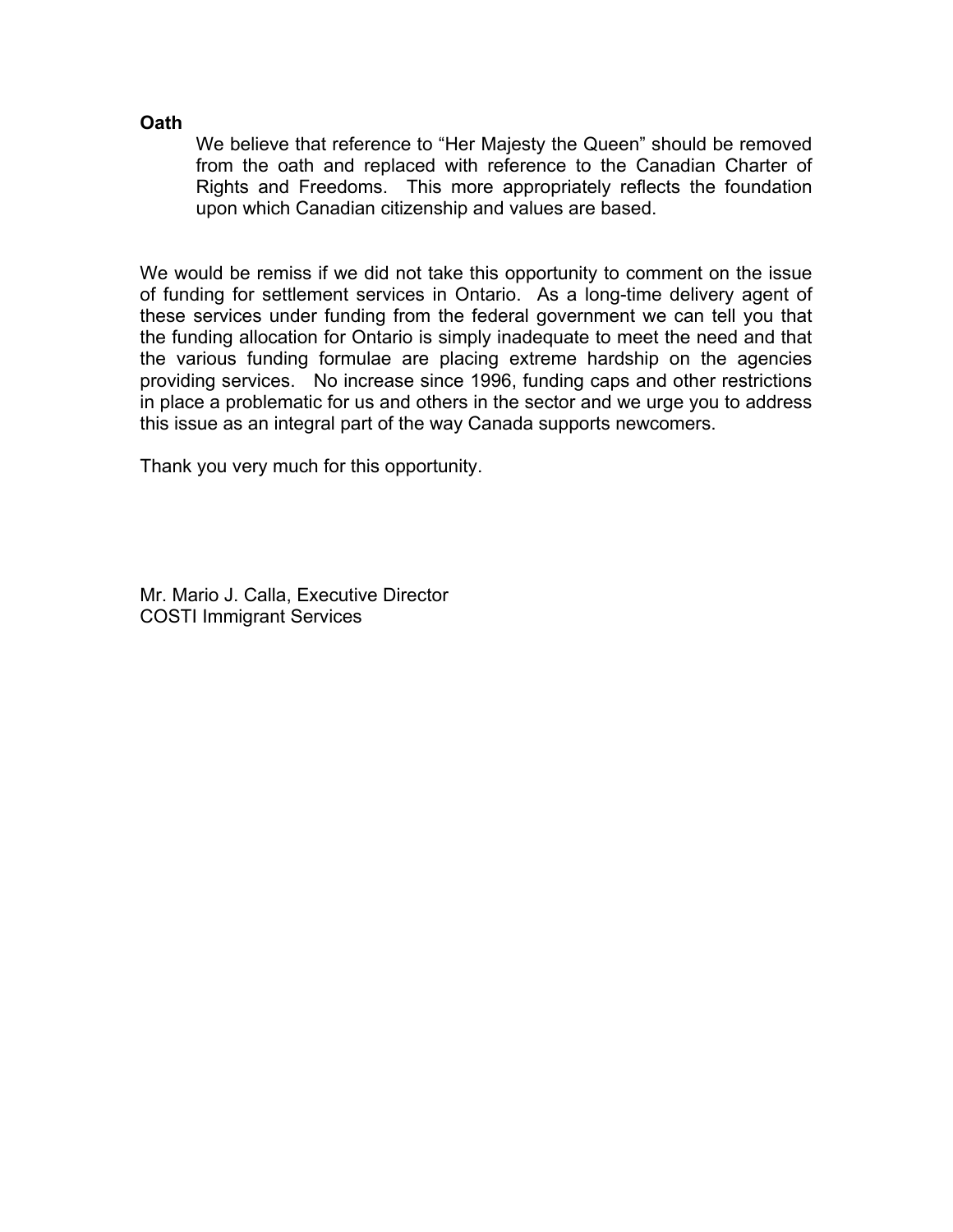**Oath**

We believe that reference to "Her Majesty the Queen" should be removed from the oath and replaced with reference to the Canadian Charter of Rights and Freedoms. This more appropriately reflects the foundation upon which Canadian citizenship and values are based.

We would be remiss if we did not take this opportunity to comment on the issue of funding for settlement services in Ontario. As a long-time delivery agent of these services under funding from the federal government we can tell you that the funding allocation for Ontario is simply inadequate to meet the need and that the various funding formulae are placing extreme hardship on the agencies providing services. No increase since 1996, funding caps and other restrictions in place a problematic for us and others in the sector and we urge you to address this issue as an integral part of the way Canada supports newcomers.

Thank you very much for this opportunity.

Mr. Mario J. Calla, Executive Director
COSTI Immigrant Services